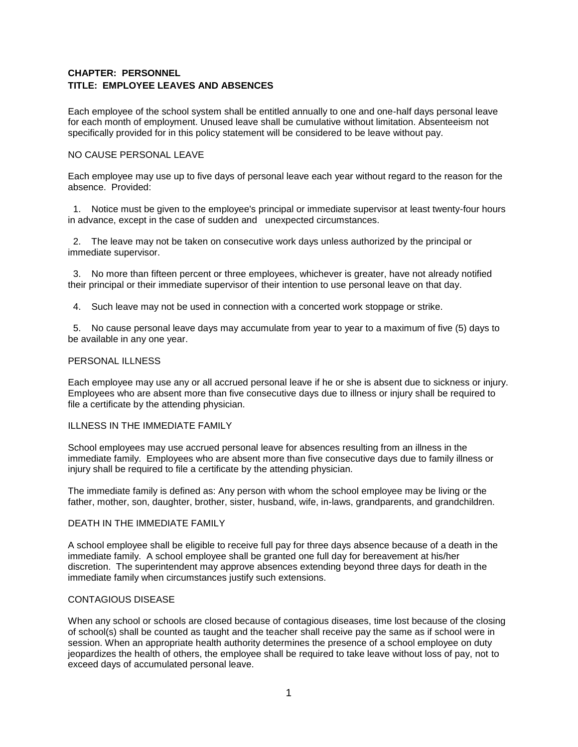**CHAPTER: PERSONNEL**
**TITLE: EMPLOYEE LEAVES AND ABSENCES**

Each employee of the school system shall be entitled annually to one and one-half days personal leave for each month of employment. Unused leave shall be cumulative without limitation. Absenteeism not specifically provided for in this policy statement will be considered to be leave without pay.

NO CAUSE PERSONAL LEAVE

Each employee may use up to five days of personal leave each year without regard to the reason for the absence. Provided:

1. Notice must be given to the employee's principal or immediate supervisor at least twenty-four hours in advance, except in the case of sudden and unexpected circumstances.

2. The leave may not be taken on consecutive work days unless authorized by the principal or immediate supervisor.

3. No more than fifteen percent or three employees, whichever is greater, have not already notified their principal or their immediate supervisor of their intention to use personal leave on that day.

4. Such leave may not be used in connection with a concerted work stoppage or strike.

5. No cause personal leave days may accumulate from year to year to a maximum of five (5) days to be available in any one year.

PERSONAL ILLNESS

Each employee may use any or all accrued personal leave if he or she is absent due to sickness or injury. Employees who are absent more than five consecutive days due to illness or injury shall be required to file a certificate by the attending physician.

ILLNESS IN THE IMMEDIATE FAMILY

School employees may use accrued personal leave for absences resulting from an illness in the immediate family. Employees who are absent more than five consecutive days due to family illness or injury shall be required to file a certificate by the attending physician.

The immediate family is defined as: Any person with whom the school employee may be living or the father, mother, son, daughter, brother, sister, husband, wife, in-laws, grandparents, and grandchildren.

DEATH IN THE IMMEDIATE FAMILY

A school employee shall be eligible to receive full pay for three days absence because of a death in the immediate family. A school employee shall be granted one full day for bereavement at his/her discretion. The superintendent may approve absences extending beyond three days for death in the immediate family when circumstances justify such extensions.

CONTAGIOUS DISEASE

When any school or schools are closed because of contagious diseases, time lost because of the closing of school(s) shall be counted as taught and the teacher shall receive pay the same as if school were in session. When an appropriate health authority determines the presence of a school employee on duty jeopardizes the health of others, the employee shall be required to take leave without loss of pay, not to exceed days of accumulated personal leave.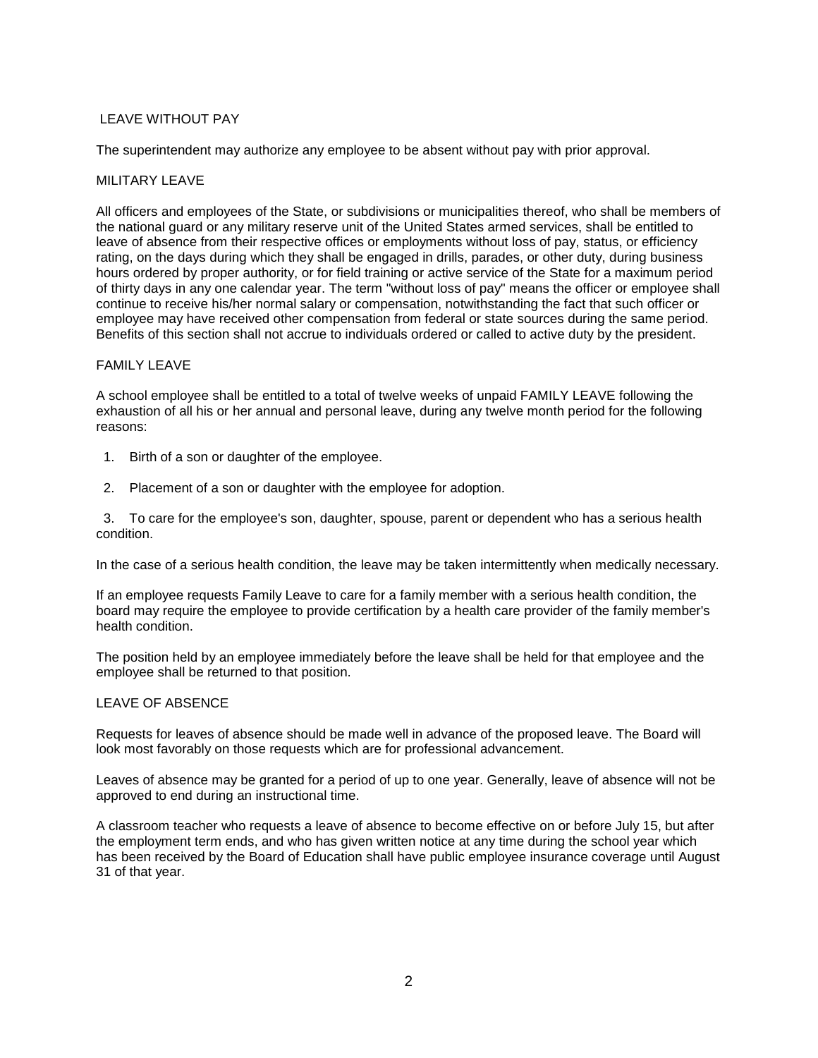## LEAVE WITHOUT PAY

The superintendent may authorize any employee to be absent without pay with prior approval.

## MILITARY LEAVE

All officers and employees of the State, or subdivisions or municipalities thereof, who shall be members of the national guard or any military reserve unit of the United States armed services, shall be entitled to leave of absence from their respective offices or employments without loss of pay, status, or efficiency rating, on the days during which they shall be engaged in drills, parades, or other duty, during business hours ordered by proper authority, or for field training or active service of the State for a maximum period of thirty days in any one calendar year. The term "without loss of pay" means the officer or employee shall continue to receive his/her normal salary or compensation, notwithstanding the fact that such officer or employee may have received other compensation from federal or state sources during the same period. Benefits of this section shall not accrue to individuals ordered or called to active duty by the president.

## FAMILY LEAVE

A school employee shall be entitled to a total of twelve weeks of unpaid FAMILY LEAVE following the exhaustion of all his or her annual and personal leave, during any twelve month period for the following reasons:

1. Birth of a son or daughter of the employee.

2. Placement of a son or daughter with the employee for adoption.

3. To care for the employee's son, daughter, spouse, parent or dependent who has a serious health condition.

In the case of a serious health condition, the leave may be taken intermittently when medically necessary.

If an employee requests Family Leave to care for a family member with a serious health condition, the board may require the employee to provide certification by a health care provider of the family member's health condition.

The position held by an employee immediately before the leave shall be held for that employee and the employee shall be returned to that position.

## LEAVE OF ABSENCE

Requests for leaves of absence should be made well in advance of the proposed leave. The Board will look most favorably on those requests which are for professional advancement.

Leaves of absence may be granted for a period of up to one year. Generally, leave of absence will not be approved to end during an instructional time.

A classroom teacher who requests a leave of absence to become effective on or before July 15, but after the employment term ends, and who has given written notice at any time during the school year which has been received by the Board of Education shall have public employee insurance coverage until August 31 of that year.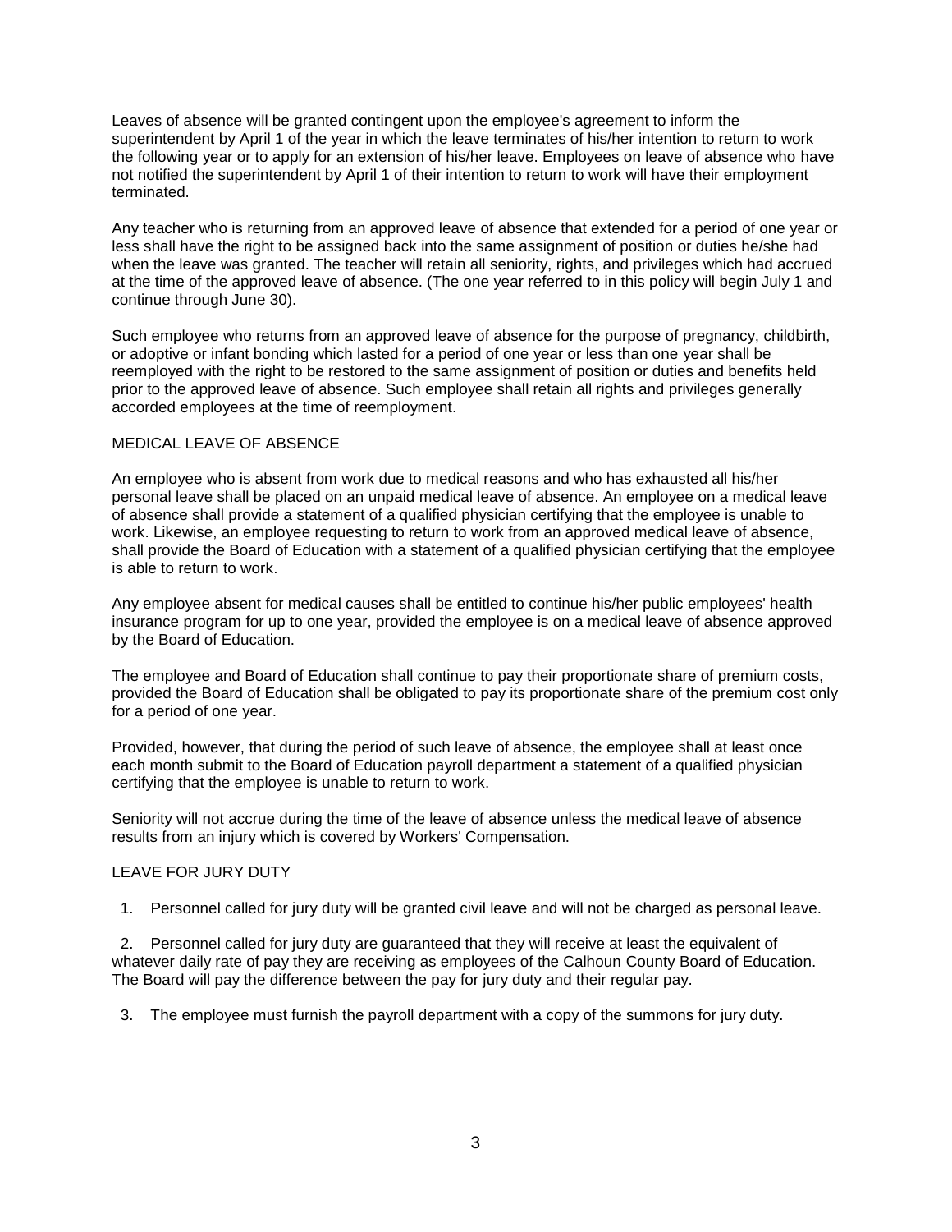Leaves of absence will be granted contingent upon the employee's agreement to inform the superintendent by April 1 of the year in which the leave terminates of his/her intention to return to work the following year or to apply for an extension of his/her leave. Employees on leave of absence who have not notified the superintendent by April 1 of their intention to return to work will have their employment terminated.

Any teacher who is returning from an approved leave of absence that extended for a period of one year or less shall have the right to be assigned back into the same assignment of position or duties he/she had when the leave was granted. The teacher will retain all seniority, rights, and privileges which had accrued at the time of the approved leave of absence. (The one year referred to in this policy will begin July 1 and continue through June 30).

Such employee who returns from an approved leave of absence for the purpose of pregnancy, childbirth, or adoptive or infant bonding which lasted for a period of one year or less than one year shall be reemployed with the right to be restored to the same assignment of position or duties and benefits held prior to the approved leave of absence. Such employee shall retain all rights and privileges generally accorded employees at the time of reemployment.

## MEDICAL LEAVE OF ABSENCE

An employee who is absent from work due to medical reasons and who has exhausted all his/her personal leave shall be placed on an unpaid medical leave of absence. An employee on a medical leave of absence shall provide a statement of a qualified physician certifying that the employee is unable to work. Likewise, an employee requesting to return to work from an approved medical leave of absence, shall provide the Board of Education with a statement of a qualified physician certifying that the employee is able to return to work.

Any employee absent for medical causes shall be entitled to continue his/her public employees' health insurance program for up to one year, provided the employee is on a medical leave of absence approved by the Board of Education.

The employee and Board of Education shall continue to pay their proportionate share of premium costs, provided the Board of Education shall be obligated to pay its proportionate share of the premium cost only for a period of one year.

Provided, however, that during the period of such leave of absence, the employee shall at least once each month submit to the Board of Education payroll department a statement of a qualified physician certifying that the employee is unable to return to work.

Seniority will not accrue during the time of the leave of absence unless the medical leave of absence results from an injury which is covered by Workers' Compensation.

## LEAVE FOR JURY DUTY

1. Personnel called for jury duty will be granted civil leave and will not be charged as personal leave.
2. Personnel called for jury duty are guaranteed that they will receive at least the equivalent of whatever daily rate of pay they are receiving as employees of the Calhoun County Board of Education. The Board will pay the difference between the pay for jury duty and their regular pay.
3. The employee must furnish the payroll department with a copy of the summons for jury duty.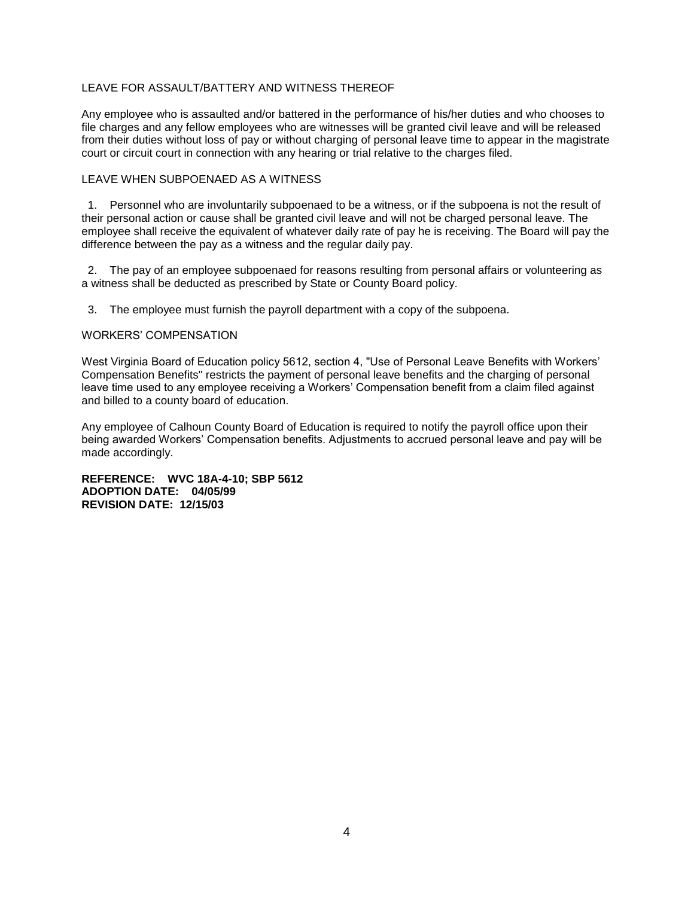## LEAVE FOR ASSAULT/BATTERY AND WITNESS THEREOF

Any employee who is assaulted and/or battered in the performance of his/her duties and who chooses to file charges and any fellow employees who are witnesses will be granted civil leave and will be released from their duties without loss of pay or without charging of personal leave time to appear in the magistrate court or circuit court in connection with any hearing or trial relative to the charges filed.

## LEAVE WHEN SUBPOENAED AS A WITNESS

1. Personnel who are involuntarily subpoenaed to be a witness, or if the subpoena is not the result of their personal action or cause shall be granted civil leave and will not be charged personal leave. The employee shall receive the equivalent of whatever daily rate of pay he is receiving. The Board will pay the difference between the pay as a witness and the regular daily pay.

2. The pay of an employee subpoenaed for reasons resulting from personal affairs or volunteering as a witness shall be deducted as prescribed by State or County Board policy.

3. The employee must furnish the payroll department with a copy of the subpoena.

## WORKERS' COMPENSATION

West Virginia Board of Education policy 5612, section 4, "Use of Personal Leave Benefits with Workers' Compensation Benefits" restricts the payment of personal leave benefits and the charging of personal leave time used to any employee receiving a Workers' Compensation benefit from a claim filed against and billed to a county board of education.

Any employee of Calhoun County Board of Education is required to notify the payroll office upon their being awarded Workers' Compensation benefits. Adjustments to accrued personal leave and pay will be made accordingly.

**REFERENCE: WVC 18A-4-10; SBP 5612**
**ADOPTION DATE: 04/05/99**
**REVISION DATE: 12/15/03**